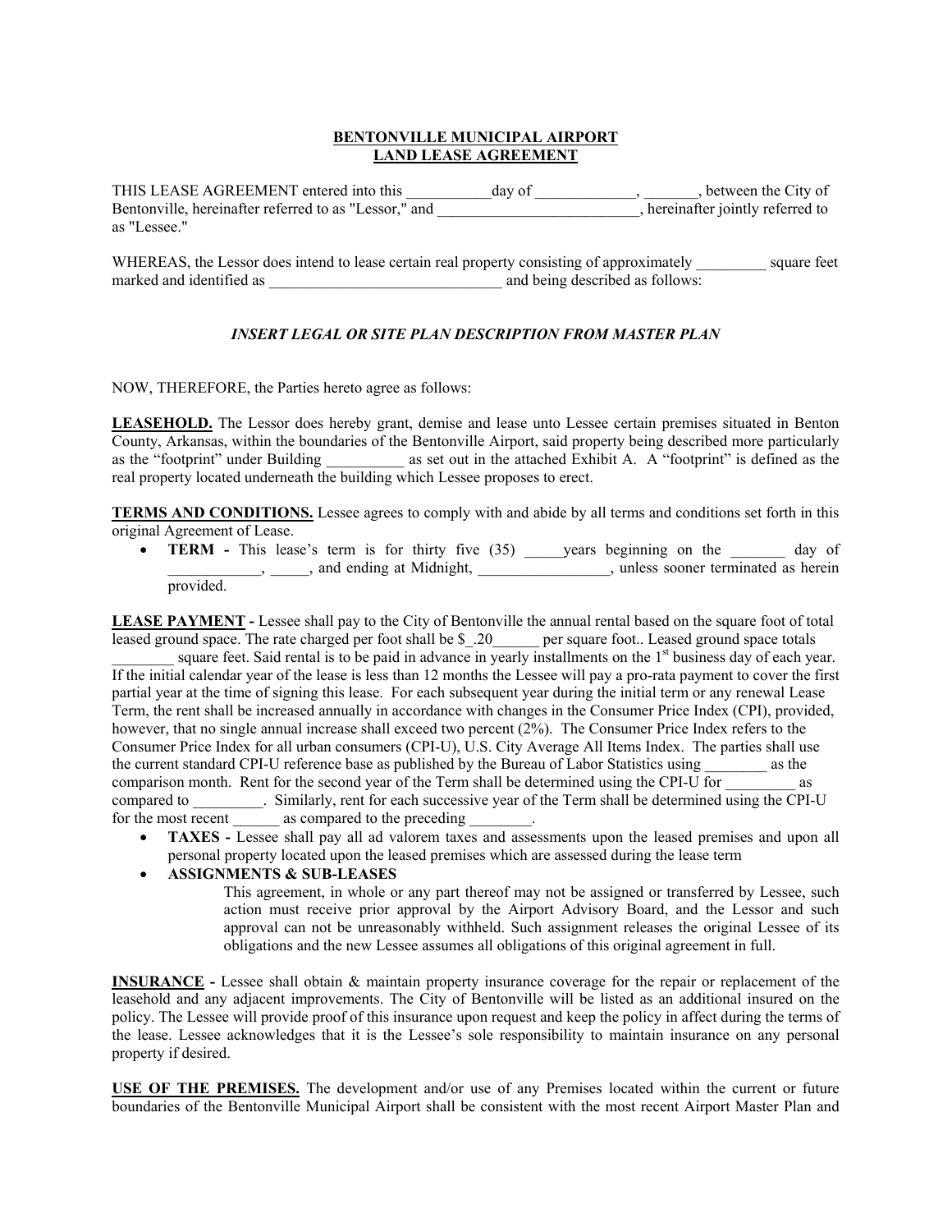**BENTONVILLE MUNICIPAL AIRPORT**
**LAND LEASE AGREEMENT**

THIS LEASE AGREEMENT entered into this ___________day of _____________, _______, between the City of Bentonville, hereinafter referred to as "Lessor," and __________________________, hereinafter jointly referred to as "Lessee."

WHEREAS, the Lessor does intend to lease certain real property consisting of approximately _________ square feet marked and identified as ______________________________ and being described as follows:

***INSERT LEGAL OR SITE PLAN DESCRIPTION FROM MASTER PLAN***

NOW, THEREFORE, the Parties hereto agree as follows:

**LEASEHOLD.** The Lessor does hereby grant, demise and lease unto Lessee certain premises situated in Benton County, Arkansas, within the boundaries of the Bentonville Airport, said property being described more particularly as the "footprint" under Building __________ as set out in the attached Exhibit A. A "footprint" is defined as the real property located underneath the building which Lessee proposes to erect.

**TERMS AND CONDITIONS.** Lessee agrees to comply with and abide by all terms and conditions set forth in this original Agreement of Lease.

- **TERM -** This lease's term is for thirty five (35) _____years beginning on the _______ day of ____________, _____, and ending at Midnight, _________________, unless sooner terminated as herein provided.

**LEASE PAYMENT -** Lessee shall pay to the City of Bentonville the annual rental based on the square foot of total leased ground space. The rate charged per foot shall be $_.20______ per square foot.. Leased ground space totals ________ square feet. Said rental is to be paid in advance in yearly installments on the 1st business day of each year. If the initial calendar year of the lease is less than 12 months the Lessee will pay a pro-rata payment to cover the first partial year at the time of signing this lease. For each subsequent year during the initial term or any renewal Lease Term, the rent shall be increased annually in accordance with changes in the Consumer Price Index (CPI), provided, however, that no single annual increase shall exceed two percent (2%). The Consumer Price Index refers to the Consumer Price Index for all urban consumers (CPI-U), U.S. City Average All Items Index. The parties shall use the current standard CPI-U reference base as published by the Bureau of Labor Statistics using ________ as the comparison month. Rent for the second year of the Term shall be determined using the CPI-U for _________ as compared to _________. Similarly, rent for each successive year of the Term shall be determined using the CPI-U for the most recent ______ as compared to the preceding ________.

- **TAXES -** Lessee shall pay all ad valorem taxes and assessments upon the leased premises and upon all personal property located upon the leased premises which are assessed during the lease term
- **ASSIGNMENTS & SUB-LEASES**

  This agreement, in whole or any part thereof may not be assigned or transferred by Lessee, such action must receive prior approval by the Airport Advisory Board, and the Lessor and such approval can not be unreasonably withheld. Such assignment releases the original Lessee of its obligations and the new Lessee assumes all obligations of this original agreement in full.

**INSURANCE -** Lessee shall obtain & maintain property insurance coverage for the repair or replacement of the leasehold and any adjacent improvements. The City of Bentonville will be listed as an additional insured on the policy. The Lessee will provide proof of this insurance upon request and keep the policy in affect during the terms of the lease. Lessee acknowledges that it is the Lessee's sole responsibility to maintain insurance on any personal property if desired.

**USE OF THE PREMISES.** The development and/or use of any Premises located within the current or future boundaries of the Bentonville Municipal Airport shall be consistent with the most recent Airport Master Plan and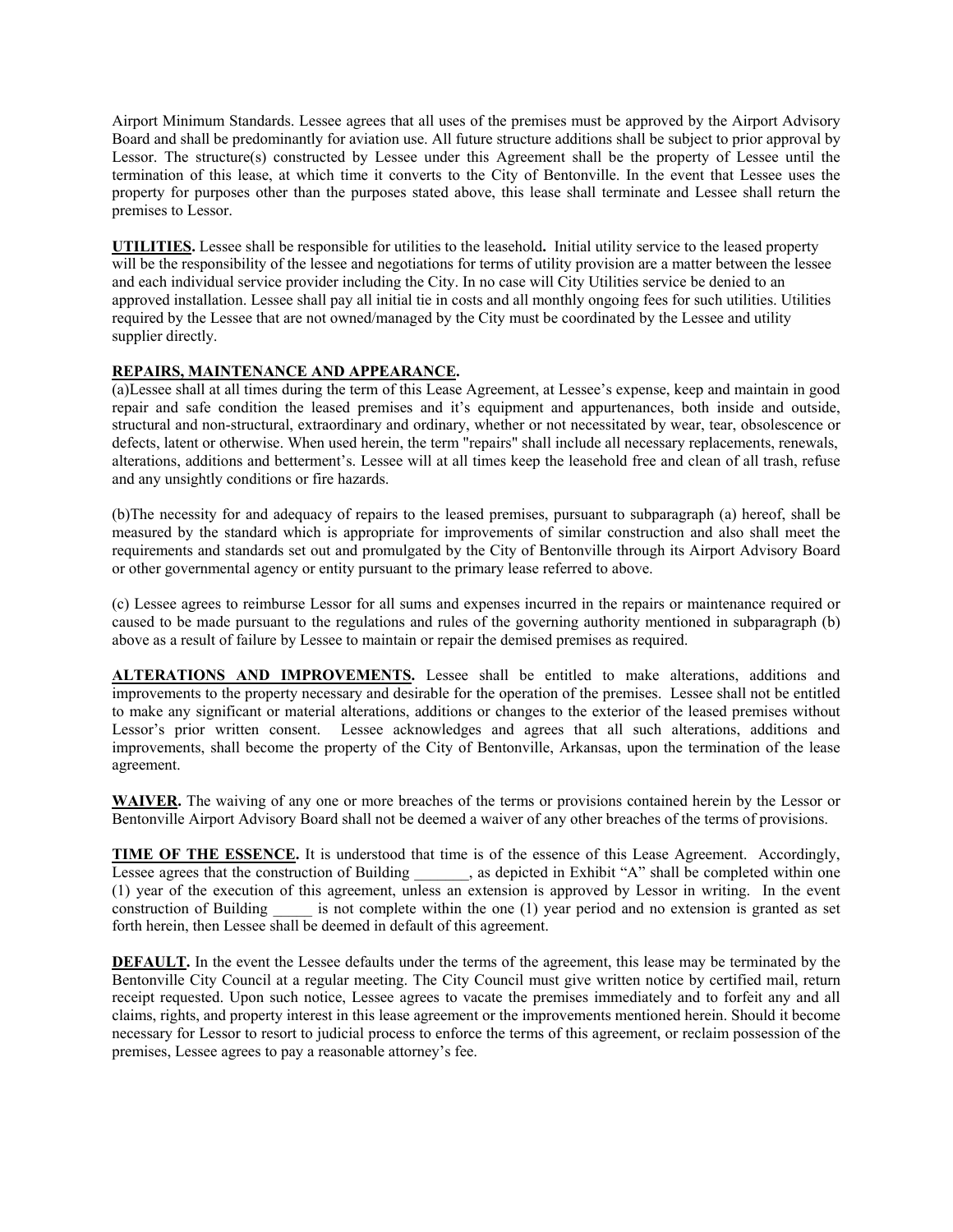Airport Minimum Standards. Lessee agrees that all uses of the premises must be approved by the Airport Advisory Board and shall be predominantly for aviation use. All future structure additions shall be subject to prior approval by Lessor. The structure(s) constructed by Lessee under this Agreement shall be the property of Lessee until the termination of this lease, at which time it converts to the City of Bentonville. In the event that Lessee uses the property for purposes other than the purposes stated above, this lease shall terminate and Lessee shall return the premises to Lessor.

**UTILITIES.** Lessee shall be responsible for utilities to the leasehold**.** Initial utility service to the leased property will be the responsibility of the lessee and negotiations for terms of utility provision are a matter between the lessee and each individual service provider including the City. In no case will City Utilities service be denied to an approved installation. Lessee shall pay all initial tie in costs and all monthly ongoing fees for such utilities. Utilities required by the Lessee that are not owned/managed by the City must be coordinated by the Lessee and utility supplier directly.

**REPAIRS, MAINTENANCE AND APPEARANCE.**

(a)Lessee shall at all times during the term of this Lease Agreement, at Lessee's expense, keep and maintain in good repair and safe condition the leased premises and it's equipment and appurtenances, both inside and outside, structural and non-structural, extraordinary and ordinary, whether or not necessitated by wear, tear, obsolescence or defects, latent or otherwise. When used herein, the term "repairs" shall include all necessary replacements, renewals, alterations, additions and betterment's. Lessee will at all times keep the leasehold free and clean of all trash, refuse and any unsightly conditions or fire hazards.

(b)The necessity for and adequacy of repairs to the leased premises, pursuant to subparagraph (a) hereof, shall be measured by the standard which is appropriate for improvements of similar construction and also shall meet the requirements and standards set out and promulgated by the City of Bentonville through its Airport Advisory Board or other governmental agency or entity pursuant to the primary lease referred to above.

(c) Lessee agrees to reimburse Lessor for all sums and expenses incurred in the repairs or maintenance required or caused to be made pursuant to the regulations and rules of the governing authority mentioned in subparagraph (b) above as a result of failure by Lessee to maintain or repair the demised premises as required.

**ALTERATIONS AND IMPROVEMENTS.** Lessee shall be entitled to make alterations, additions and improvements to the property necessary and desirable for the operation of the premises. Lessee shall not be entitled to make any significant or material alterations, additions or changes to the exterior of the leased premises without Lessor's prior written consent. Lessee acknowledges and agrees that all such alterations, additions and improvements, shall become the property of the City of Bentonville, Arkansas, upon the termination of the lease agreement.

**WAIVER.** The waiving of any one or more breaches of the terms or provisions contained herein by the Lessor or Bentonville Airport Advisory Board shall not be deemed a waiver of any other breaches of the terms of provisions.

**TIME OF THE ESSENCE.** It is understood that time is of the essence of this Lease Agreement. Accordingly, Lessee agrees that the construction of Building _______, as depicted in Exhibit "A" shall be completed within one (1) year of the execution of this agreement, unless an extension is approved by Lessor in writing. In the event construction of Building _____ is not complete within the one (1) year period and no extension is granted as set forth herein, then Lessee shall be deemed in default of this agreement.

**DEFAULT.** In the event the Lessee defaults under the terms of the agreement, this lease may be terminated by the Bentonville City Council at a regular meeting. The City Council must give written notice by certified mail, return receipt requested. Upon such notice, Lessee agrees to vacate the premises immediately and to forfeit any and all claims, rights, and property interest in this lease agreement or the improvements mentioned herein. Should it become necessary for Lessor to resort to judicial process to enforce the terms of this agreement, or reclaim possession of the premises, Lessee agrees to pay a reasonable attorney's fee.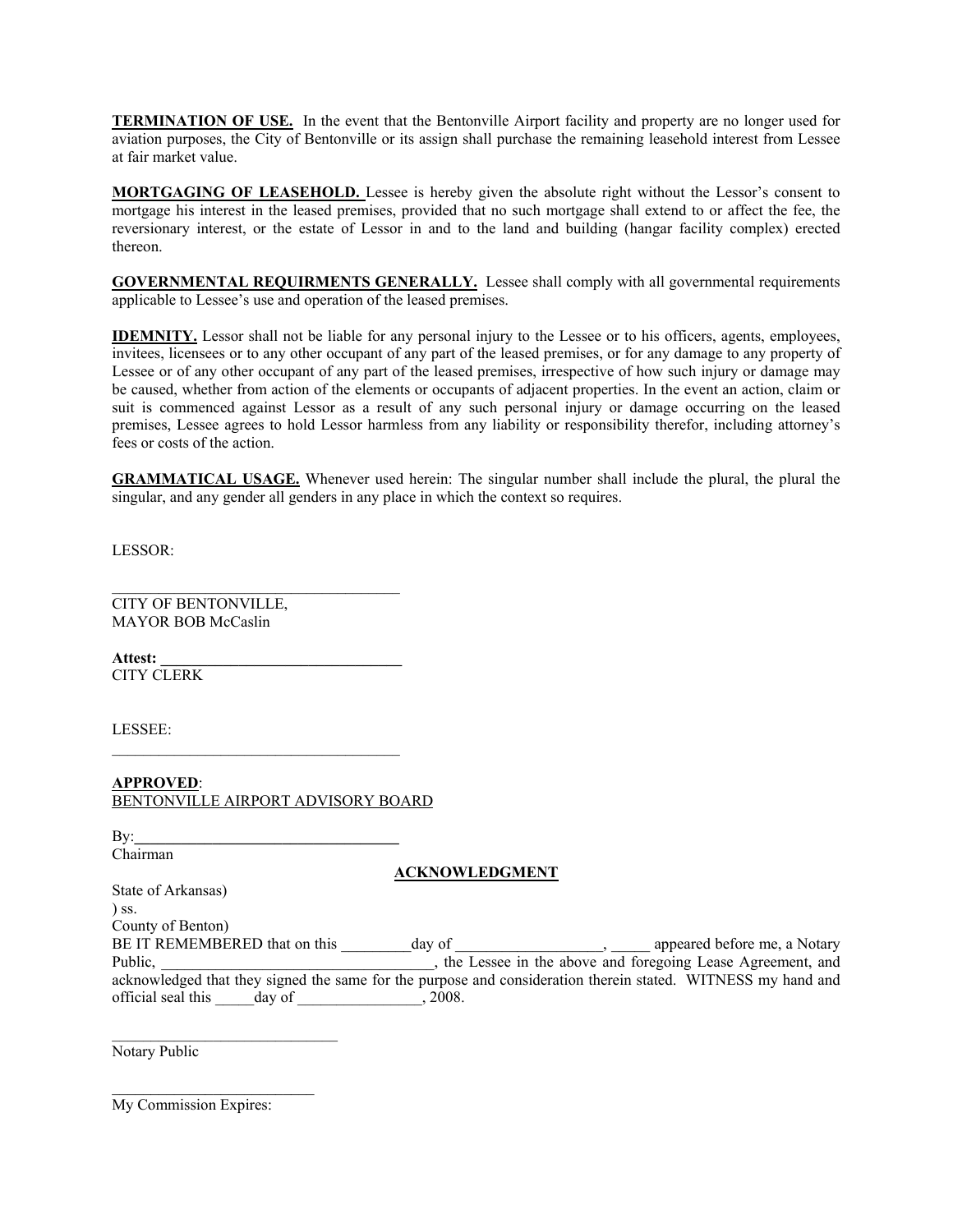**TERMINATION OF USE.** In the event that the Bentonville Airport facility and property are no longer used for aviation purposes, the City of Bentonville or its assign shall purchase the remaining leasehold interest from Lessee at fair market value.

**MORTGAGING OF LEASEHOLD.** Lessee is hereby given the absolute right without the Lessor's consent to mortgage his interest in the leased premises, provided that no such mortgage shall extend to or affect the fee, the reversionary interest, or the estate of Lessor in and to the land and building (hangar facility complex) erected thereon.

**GOVERNMENTAL REQUIRMENTS GENERALLY.** Lessee shall comply with all governmental requirements applicable to Lessee's use and operation of the leased premises.

**IDEMNITY.** Lessor shall not be liable for any personal injury to the Lessee or to his officers, agents, employees, invitees, licensees or to any other occupant of any part of the leased premises, or for any damage to any property of Lessee or of any other occupant of any part of the leased premises, irrespective of how such injury or damage may be caused, whether from action of the elements or occupants of adjacent properties. In the event an action, claim or suit is commenced against Lessor as a result of any such personal injury or damage occurring on the leased premises, Lessee agrees to hold Lessor harmless from any liability or responsibility therefor, including attorney's fees or costs of the action.

**GRAMMATICAL USAGE.** Whenever used herein: The singular number shall include the plural, the plural the singular, and any gender all genders in any place in which the context so requires.

LESSOR:

____________________________________
CITY OF BENTONVILLE,
MAYOR BOB McCaslin

**Attest: ________________________________**
CITY CLERK

LESSEE:
____________________________________

**APPROVED**:
BENTONVILLE AIRPORT ADVISORY BOARD

By:____________________________________
Chairman

**ACKNOWLEDGMENT**

State of Arkansas)
) ss.
County of Benton)
BE IT REMEMBERED that on this _________day of ___________________, _____ appeared before me, a Notary Public, ___________________________________, the Lessee in the above and foregoing Lease Agreement, and acknowledged that they signed the same for the purpose and consideration therein stated. WITNESS my hand and official seal this _____day of ________________, 2008.

_____________________________
Notary Public

__________________________
My Commission Expires: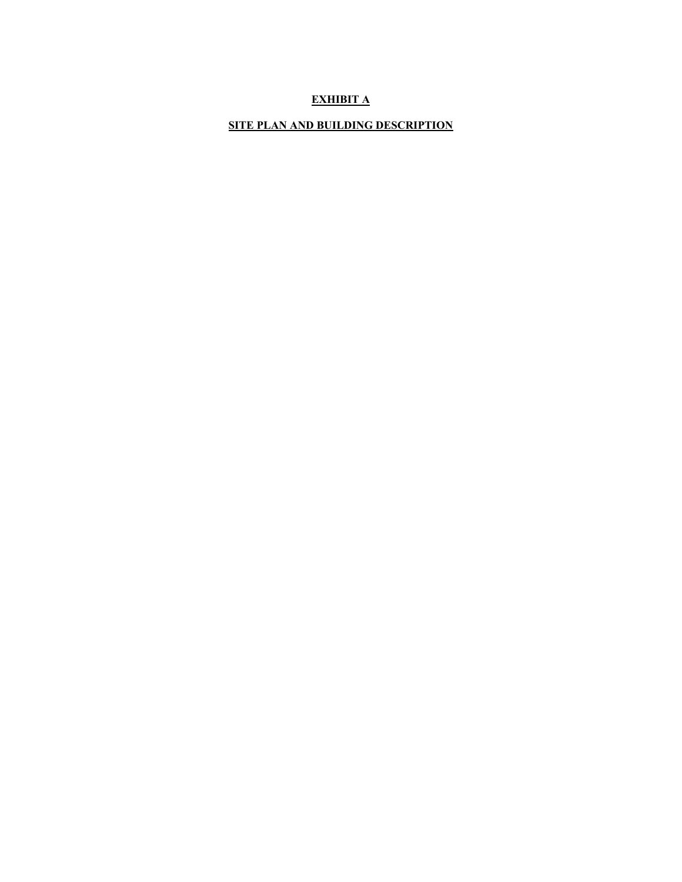**EXHIBIT A**

**SITE PLAN AND BUILDING DESCRIPTION**